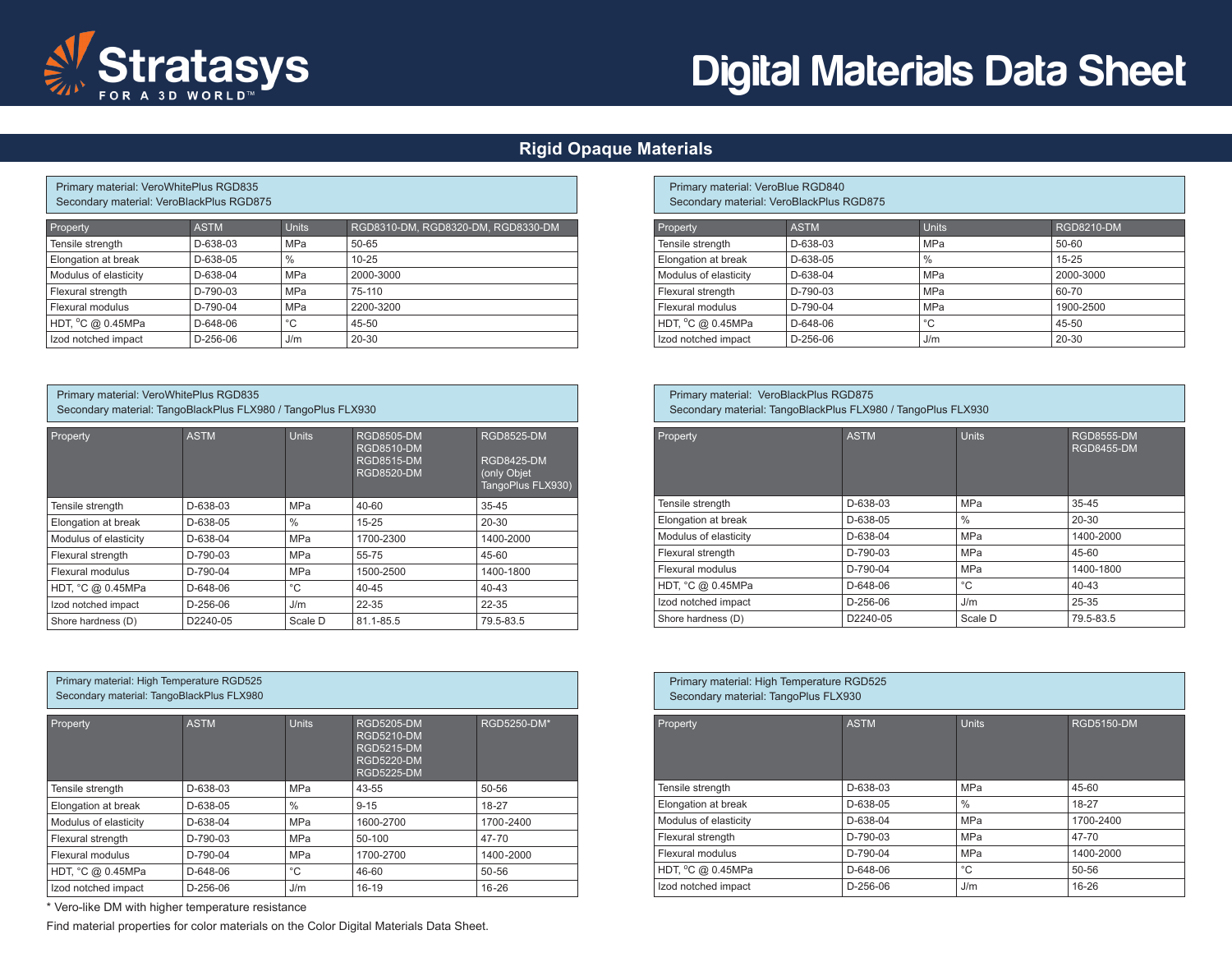# Digital Materials Data Sheet

## Rigid Opaque Materials

Primary material: VeroWhitePlus RGD835
Secondary material: VeroBlackPlus RGD875

| Property | ASTM | Units | RGD8310-DM, RGD8320-DM, RGD8330-DM |
|---|---|---|---|
| Tensile strength | D-638-03 | MPa | 50-65 |
| Elongation at break | D-638-05 | % | 10-25 |
| Modulus of elasticity | D-638-04 | MPa | 2000-3000 |
| Flexural strength | D-790-03 | MPa | 75-110 |
| Flexural modulus | D-790-04 | MPa | 2200-3200 |
| HDT, °C @ 0.45MPa | D-648-06 | °C | 45-50 |
| Izod notched impact | D-256-06 | J/m | 20-30 |

Primary material: VeroBlue RGD840
Secondary material: VeroBlackPlus RGD875

| Property | ASTM | Units | RGD8210-DM |
|---|---|---|---|
| Tensile strength | D-638-03 | MPa | 50-60 |
| Elongation at break | D-638-05 | % | 15-25 |
| Modulus of elasticity | D-638-04 | MPa | 2000-3000 |
| Flexural strength | D-790-03 | MPa | 60-70 |
| Flexural modulus | D-790-04 | MPa | 1900-2500 |
| HDT, °C @ 0.45MPa | D-648-06 | °C | 45-50 |
| Izod notched impact | D-256-06 | J/m | 20-30 |

Primary material: VeroWhitePlus RGD835
Secondary material: TangoBlackPlus FLX980 / TangoPlus FLX930

| Property | ASTM | Units | RGD8505-DM RGD8510-DM RGD8515-DM RGD8520-DM | RGD8525-DM RGD8425-DM (only Objet TangoPlus FLX930) |
|---|---|---|---|---|
| Tensile strength | D-638-03 | MPa | 40-60 | 35-45 |
| Elongation at break | D-638-05 | % | 15-25 | 20-30 |
| Modulus of elasticity | D-638-04 | MPa | 1700-2300 | 1400-2000 |
| Flexural strength | D-790-03 | MPa | 55-75 | 45-60 |
| Flexural modulus | D-790-04 | MPa | 1500-2500 | 1400-1800 |
| HDT, °C @ 0.45MPa | D-648-06 | °C | 40-45 | 40-43 |
| Izod notched impact | D-256-06 | J/m | 22-35 | 22-35 |
| Shore hardness (D) | D2240-05 | Scale D | 81.1-85.5 | 79.5-83.5 |

Primary material: VeroBlackPlus RGD875
Secondary material: TangoBlackPlus FLX980 / TangoPlus FLX930

| Property | ASTM | Units | RGD8555-DM RGD8455-DM |
|---|---|---|---|
| Tensile strength | D-638-03 | MPa | 35-45 |
| Elongation at break | D-638-05 | % | 20-30 |
| Modulus of elasticity | D-638-04 | MPa | 1400-2000 |
| Flexural strength | D-790-03 | MPa | 45-60 |
| Flexural modulus | D-790-04 | MPa | 1400-1800 |
| HDT, °C @ 0.45MPa | D-648-06 | °C | 40-43 |
| Izod notched impact | D-256-06 | J/m | 25-35 |
| Shore hardness (D) | D2240-05 | Scale D | 79.5-83.5 |

Primary material: High Temperature RGD525
Secondary material: TangoBlackPlus FLX980

| Property | ASTM | Units | RGD5205-DM RGD5210-DM RGD5215-DM RGD5220-DM RGD5225-DM | RGD5250-DM* |
|---|---|---|---|---|
| Tensile strength | D-638-03 | MPa | 43-55 | 50-56 |
| Elongation at break | D-638-05 | % | 9-15 | 18-27 |
| Modulus of elasticity | D-638-04 | MPa | 1600-2700 | 1700-2400 |
| Flexural strength | D-790-03 | MPa | 50-100 | 47-70 |
| Flexural modulus | D-790-04 | MPa | 1700-2700 | 1400-2000 |
| HDT, °C @ 0.45MPa | D-648-06 | °C | 46-60 | 50-56 |
| Izod notched impact | D-256-06 | J/m | 16-19 | 16-26 |

\* Vero-like DM with higher temperature resistance

Primary material: High Temperature RGD525
Secondary material: TangoPlus FLX930

| Property | ASTM | Units | RGD5150-DM |
|---|---|---|---|
| Tensile strength | D-638-03 | MPa | 45-60 |
| Elongation at break | D-638-05 | % | 18-27 |
| Modulus of elasticity | D-638-04 | MPa | 1700-2400 |
| Flexural strength | D-790-03 | MPa | 47-70 |
| Flexural modulus | D-790-04 | MPa | 1400-2000 |
| HDT, °C @ 0.45MPa | D-648-06 | °C | 50-56 |
| Izod notched impact | D-256-06 | J/m | 16-26 |

Find material properties for color materials on the Color Digital Materials Data Sheet.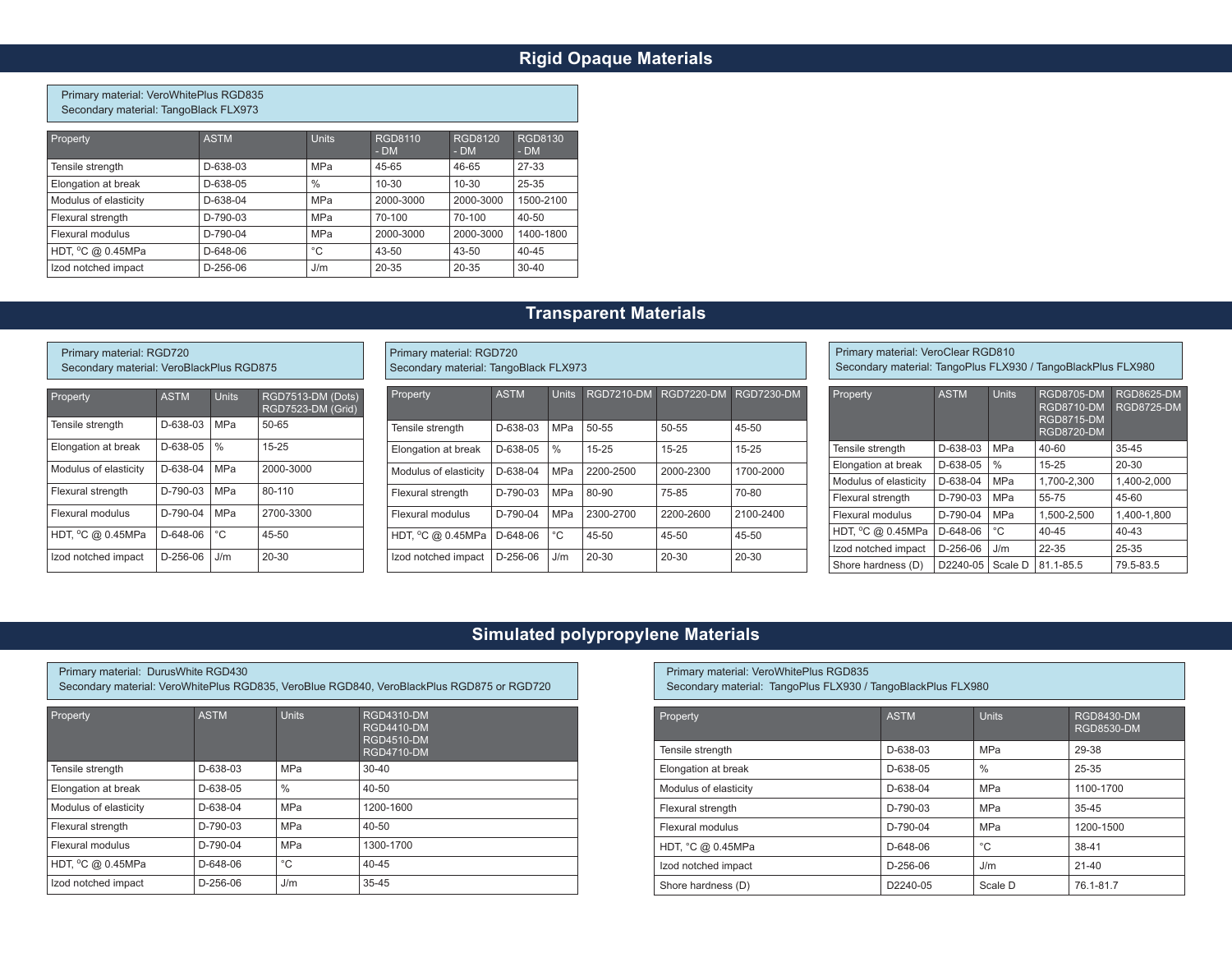## Rigid Opaque Materials

Primary material: VeroWhitePlus RGD835
Secondary material: TangoBlack FLX973

| Property | ASTM | Units | RGD8110 - DM | RGD8120 - DM | RGD8130 - DM |
|---|---|---|---|---|---|
| Tensile strength | D-638-03 | MPa | 45-65 | 46-65 | 27-33 |
| Elongation at break | D-638-05 | % | 10-30 | 10-30 | 25-35 |
| Modulus of elasticity | D-638-04 | MPa | 2000-3000 | 2000-3000 | 1500-2100 |
| Flexural strength | D-790-03 | MPa | 70-100 | 70-100 | 40-50 |
| Flexural modulus | D-790-04 | MPa | 2000-3000 | 2000-3000 | 1400-1800 |
| HDT, °C @ 0.45MPa | D-648-06 | °C | 43-50 | 43-50 | 40-45 |
| Izod notched impact | D-256-06 | J/m | 20-35 | 20-35 | 30-40 |

## Transparent Materials

Primary material: RGD720
Secondary material: VeroBlackPlus RGD875

| Property | ASTM | Units | RGD7513-DM (Dots) RGD7523-DM (Grid) |
|---|---|---|---|
| Tensile strength | D-638-03 | MPa | 50-65 |
| Elongation at break | D-638-05 | % | 15-25 |
| Modulus of elasticity | D-638-04 | MPa | 2000-3000 |
| Flexural strength | D-790-03 | MPa | 80-110 |
| Flexural modulus | D-790-04 | MPa | 2700-3300 |
| HDT, °C @ 0.45MPa | D-648-06 | °C | 45-50 |
| Izod notched impact | D-256-06 | J/m | 20-30 |

Primary material: RGD720
Secondary material: TangoBlack FLX973

| Property | ASTM | Units | RGD7210-DM | RGD7220-DM | RGD7230-DM |
|---|---|---|---|---|---|
| Tensile strength | D-638-03 | MPa | 50-55 | 50-55 | 45-50 |
| Elongation at break | D-638-05 | % | 15-25 | 15-25 | 15-25 |
| Modulus of elasticity | D-638-04 | MPa | 2200-2500 | 2000-2300 | 1700-2000 |
| Flexural strength | D-790-03 | MPa | 80-90 | 75-85 | 70-80 |
| Flexural modulus | D-790-04 | MPa | 2300-2700 | 2200-2600 | 2100-2400 |
| HDT, °C @ 0.45MPa | D-648-06 | °C | 45-50 | 45-50 | 45-50 |
| Izod notched impact | D-256-06 | J/m | 20-30 | 20-30 | 20-30 |

Primary material: VeroClear RGD810
Secondary material: TangoPlus FLX930 / TangoBlackPlus FLX980

| Property | ASTM | Units | RGD8705-DM RGD8710-DM RGD8715-DM RGD8720-DM | RGD8625-DM RGD8725-DM |
|---|---|---|---|---|
| Tensile strength | D-638-03 | MPa | 40-60 | 35-45 |
| Elongation at break | D-638-05 | % | 15-25 | 20-30 |
| Modulus of elasticity | D-638-04 | MPa | 1,700-2,300 | 1,400-2,000 |
| Flexural strength | D-790-03 | MPa | 55-75 | 45-60 |
| Flexural modulus | D-790-04 | MPa | 1,500-2,500 | 1,400-1,800 |
| HDT, °C @ 0.45MPa | D-648-06 | °C | 40-45 | 40-43 |
| Izod notched impact | D-256-06 | J/m | 22-35 | 25-35 |
| Shore hardness (D) | D2240-05 | Scale D | 81.1-85.5 | 79.5-83.5 |

## Simulated polypropylene Materials

Primary material: DurusWhite RGD430
Secondary material: VeroWhitePlus RGD835, VeroBlue RGD840, VeroBlackPlus RGD875 or RGD720

| Property | ASTM | Units | RGD4310-DM RGD4410-DM RGD4510-DM RGD4710-DM |
|---|---|---|---|
| Tensile strength | D-638-03 | MPa | 30-40 |
| Elongation at break | D-638-05 | % | 40-50 |
| Modulus of elasticity | D-638-04 | MPa | 1200-1600 |
| Flexural strength | D-790-03 | MPa | 40-50 |
| Flexural modulus | D-790-04 | MPa | 1300-1700 |
| HDT, °C @ 0.45MPa | D-648-06 | °C | 40-45 |
| Izod notched impact | D-256-06 | J/m | 35-45 |

Primary material: VeroWhitePlus RGD835
Secondary material: TangoPlus FLX930 / TangoBlackPlus FLX980

| Property | ASTM | Units | RGD8430-DM RGD8530-DM |
|---|---|---|---|
| Tensile strength | D-638-03 | MPa | 29-38 |
| Elongation at break | D-638-05 | % | 25-35 |
| Modulus of elasticity | D-638-04 | MPa | 1100-1700 |
| Flexural strength | D-790-03 | MPa | 35-45 |
| Flexural modulus | D-790-04 | MPa | 1200-1500 |
| HDT, °C @ 0.45MPa | D-648-06 | °C | 38-41 |
| Izod notched impact | D-256-06 | J/m | 21-40 |
| Shore hardness (D) | D2240-05 | Scale D | 76.1-81.7 |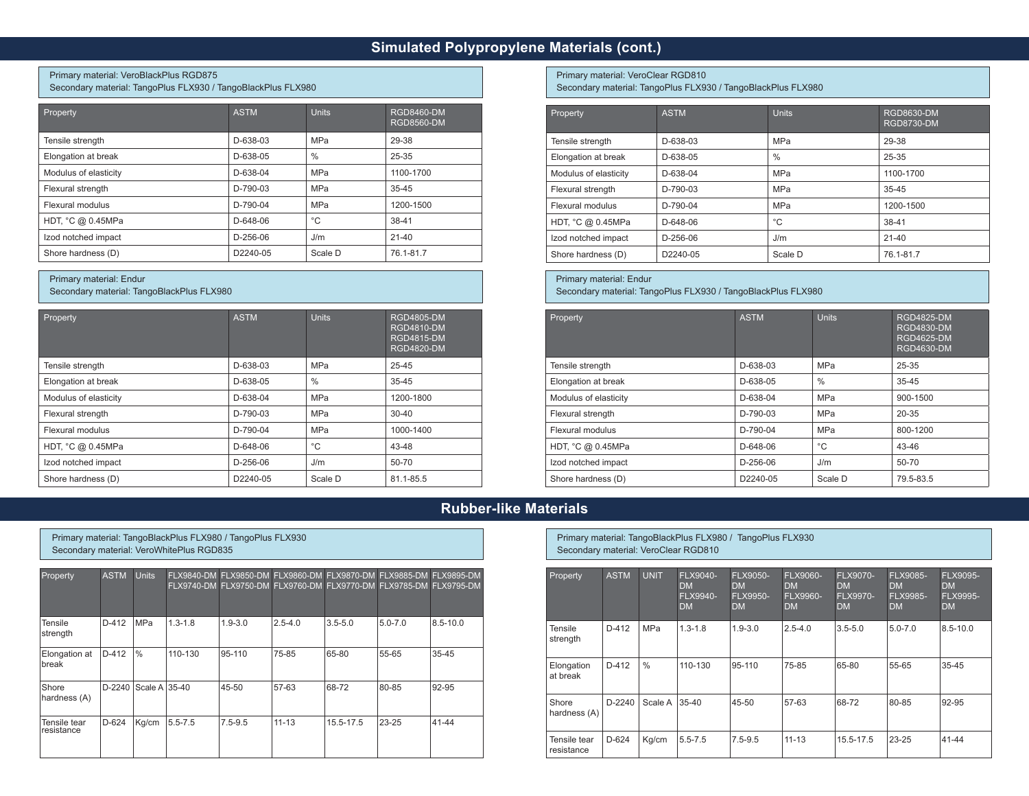## Simulated Polypropylene Materials (cont.)

Primary material: VeroBlackPlus RGD875
Secondary material: TangoPlus FLX930 / TangoBlackPlus FLX980

| Property | ASTM | Units | RGD8460-DM RGD8560-DM |
|---|---|---|---|
| Tensile strength | D-638-03 | MPa | 29-38 |
| Elongation at break | D-638-05 | % | 25-35 |
| Modulus of elasticity | D-638-04 | MPa | 1100-1700 |
| Flexural strength | D-790-03 | MPa | 35-45 |
| Flexural modulus | D-790-04 | MPa | 1200-1500 |
| HDT, °C @ 0.45MPa | D-648-06 | °C | 38-41 |
| Izod notched impact | D-256-06 | J/m | 21-40 |
| Shore hardness (D) | D2240-05 | Scale D | 76.1-81.7 |

Primary material: VeroClear RGD810
Secondary material: TangoPlus FLX930 / TangoBlackPlus FLX980

| Property | ASTM | Units | RGD8630-DM RGD8730-DM |
|---|---|---|---|
| Tensile strength | D-638-03 | MPa | 29-38 |
| Elongation at break | D-638-05 | % | 25-35 |
| Modulus of elasticity | D-638-04 | MPa | 1100-1700 |
| Flexural strength | D-790-03 | MPa | 35-45 |
| Flexural modulus | D-790-04 | MPa | 1200-1500 |
| HDT, °C @ 0.45MPa | D-648-06 | °C | 38-41 |
| Izod notched impact | D-256-06 | J/m | 21-40 |
| Shore hardness (D) | D2240-05 | Scale D | 76.1-81.7 |

Primary material: Endur
Secondary material: TangoBlackPlus FLX980

| Property | ASTM | Units | RGD4805-DM RGD4810-DM RGD4815-DM RGD4820-DM |
|---|---|---|---|
| Tensile strength | D-638-03 | MPa | 25-45 |
| Elongation at break | D-638-05 | % | 35-45 |
| Modulus of elasticity | D-638-04 | MPa | 1200-1800 |
| Flexural strength | D-790-03 | MPa | 30-40 |
| Flexural modulus | D-790-04 | MPa | 1000-1400 |
| HDT, °C @ 0.45MPa | D-648-06 | °C | 43-48 |
| Izod notched impact | D-256-06 | J/m | 50-70 |
| Shore hardness (D) | D2240-05 | Scale D | 81.1-85.5 |

Primary material: Endur
Secondary material: TangoPlus FLX930 / TangoBlackPlus FLX980

| Property | ASTM | Units | RGD4825-DM RGD4830-DM RGD4625-DM RGD4630-DM |
|---|---|---|---|
| Tensile strength | D-638-03 | MPa | 25-35 |
| Elongation at break | D-638-05 | % | 35-45 |
| Modulus of elasticity | D-638-04 | MPa | 900-1500 |
| Flexural strength | D-790-03 | MPa | 20-35 |
| Flexural modulus | D-790-04 | MPa | 800-1200 |
| HDT, °C @ 0.45MPa | D-648-06 | °C | 43-46 |
| Izod notched impact | D-256-06 | J/m | 50-70 |
| Shore hardness (D) | D2240-05 | Scale D | 79.5-83.5 |

## Rubber-like Materials

Primary material: TangoBlackPlus FLX980 / TangoPlus FLX930
Secondary material: VeroWhitePlus RGD835

| Property | ASTM | Units | FLX9840-DM FLX9740-DM | FLX9850-DM FLX9750-DM | FLX9860-DM FLX9760-DM | FLX9870-DM FLX9770-DM | FLX9885-DM FLX9785-DM | FLX9895-DM FLX9795-DM |
|---|---|---|---|---|---|---|---|---|
| Tensile strength | D-412 | MPa | 1.3-1.8 | 1.9-3.0 | 2.5-4.0 | 3.5-5.0 | 5.0-7.0 | 8.5-10.0 |
| Elongation at break | D-412 | % | 110-130 | 95-110 | 75-85 | 65-80 | 55-65 | 35-45 |
| Shore hardness (A) | D-2240 | Scale A | 35-40 | 45-50 | 57-63 | 68-72 | 80-85 | 92-95 |
| Tensile tear resistance | D-624 | Kg/cm | 5.5-7.5 | 7.5-9.5 | 11-13 | 15.5-17.5 | 23-25 | 41-44 |

Primary material: TangoBlackPlus FLX980 / TangoPlus FLX930
Secondary material: VeroClear RGD810

| Property | ASTM | UNIT | FLX9040-DM FLX9940-DM | FLX9050-DM FLX9950-DM | FLX9060-DM FLX9960-DM | FLX9070-DM FLX9970-DM | FLX9085-DM FLX9985-DM | FLX9095-DM FLX9995-DM |
|---|---|---|---|---|---|---|---|---|
| Tensile strength | D-412 | MPa | 1.3-1.8 | 1.9-3.0 | 2.5-4.0 | 3.5-5.0 | 5.0-7.0 | 8.5-10.0 |
| Elongation at break | D-412 | % | 110-130 | 95-110 | 75-85 | 65-80 | 55-65 | 35-45 |
| Shore hardness (A) | D-2240 | Scale A | 35-40 | 45-50 | 57-63 | 68-72 | 80-85 | 92-95 |
| Tensile tear resistance | D-624 | Kg/cm | 5.5-7.5 | 7.5-9.5 | 11-13 | 15.5-17.5 | 23-25 | 41-44 |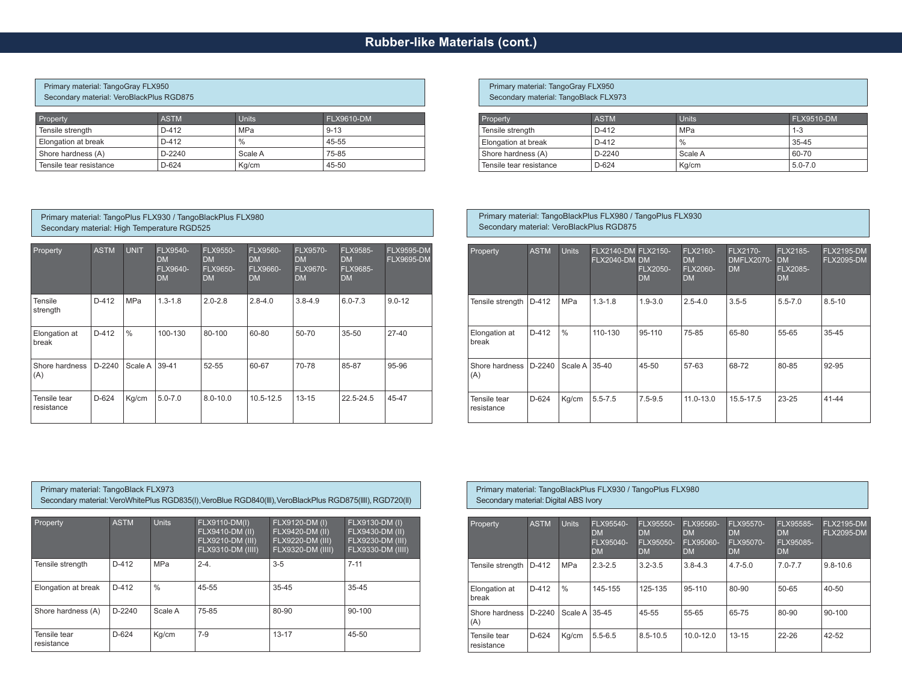# Rubber-like Materials (cont.)

Primary material: TangoGray FLX950
Secondary material: VeroBlackPlus RGD875

| Property | ASTM | Units | FLX9610-DM |
|---|---|---|---|
| Tensile strength | D-412 | MPa | 9-13 |
| Elongation at break | D-412 | % | 45-55 |
| Shore hardness (A) | D-2240 | Scale A | 75-85 |
| Tensile tear resistance | D-624 | Kg/cm | 45-50 |

Primary material: TangoGray FLX950
Secondary material: TangoBlack FLX973

| Property | ASTM | Units | FLX9510-DM |
|---|---|---|---|
| Tensile strength | D-412 | MPa | 1-3 |
| Elongation at break | D-412 | % | 35-45 |
| Shore hardness (A) | D-2240 | Scale A | 60-70 |
| Tensile tear resistance | D-624 | Kg/cm | 5.0-7.0 |

Primary material: TangoPlus FLX930 / TangoBlackPlus FLX980
Secondary material: High Temperature RGD525

| Property | ASTM | UNIT | FLX9540-DM FLX9640-DM | FLX9550-DM FLX9650-DM | FLX9560-DM FLX9660-DM | FLX9570-DM FLX9670-DM | FLX9585-DM FLX9685-DM | FLX9595-DM FLX9695-DM |
|---|---|---|---|---|---|---|---|---|
| Tensile strength | D-412 | MPa | 1.3-1.8 | 2.0-2.8 | 2.8-4.0 | 3.8-4.9 | 6.0-7.3 | 9.0-12 |
| Elongation at break | D-412 | % | 100-130 | 80-100 | 60-80 | 50-70 | 35-50 | 27-40 |
| Shore hardness (A) | D-2240 | Scale A | 39-41 | 52-55 | 60-67 | 70-78 | 85-87 | 95-96 |
| Tensile tear resistance | D-624 | Kg/cm | 5.0-7.0 | 8.0-10.0 | 10.5-12.5 | 13-15 | 22.5-24.5 | 45-47 |

Primary material: TangoBlackPlus FLX980 / TangoPlus FLX930
Secondary material: VeroBlackPlus RGD875

| Property | ASTM | Units | FLX2140-DM FLX2040-DM | FLX2150-DM FLX2050-DM | FLX2160-DM FLX2060-DM | FLX2170-DMFLX2070-DM | FLX2185-DM FLX2085-DM | FLX2195-DM FLX2095-DM |
|---|---|---|---|---|---|---|---|---|
| Tensile strength | D-412 | MPa | 1.3-1.8 | 1.9-3.0 | 2.5-4.0 | 3.5-5 | 5.5-7.0 | 8.5-10 |
| Elongation at break | D-412 | % | 110-130 | 95-110 | 75-85 | 65-80 | 55-65 | 35-45 |
| Shore hardness (A) | D-2240 | Scale A | 35-40 | 45-50 | 57-63 | 68-72 | 80-85 | 92-95 |
| Tensile tear resistance | D-624 | Kg/cm | 5.5-7.5 | 7.5-9.5 | 11.0-13.0 | 15.5-17.5 | 23-25 | 41-44 |

Primary material: TangoBlack FLX973
Secondary material: VeroWhitePlus RGD835(I), VeroBlue RGD840(III), VeroBlackPlus RGD875(IIII), RGD720(II)

| Property | ASTM | Units | FLX9110-DM(I) FLX9410-DM (II) FLX9210-DM (III) FLX9310-DM (IIII) | FLX9120-DM (I) FLX9420-DM (II) FLX9220-DM (III) FLX9320-DM (IIII) | FLX9130-DM (I) FLX9430-DM (II) FLX9230-DM (III) FLX9330-DM (IIII) |
|---|---|---|---|---|---|
| Tensile strength | D-412 | MPa | 2-4. | 3-5 | 7-11 |
| Elongation at break | D-412 | % | 45-55 | 35-45 | 35-45 |
| Shore hardness (A) | D-2240 | Scale A | 75-85 | 80-90 | 90-100 |
| Tensile tear resistance | D-624 | Kg/cm | 7-9 | 13-17 | 45-50 |

Primary material: TangoBlackPlus FLX930 / TangoPlus FLX980
Secondary material: Digital ABS Ivory

| Property | ASTM | Units | FLX95540-DM FLX95040-DM | FLX95550-DM FLX95050-DM | FLX95560-DM FLX95060-DM | FLX95570-DM FLX95070-DM | FLX95585-DM FLX95085-DM | FLX2195-DM FLX2095-DM |
|---|---|---|---|---|---|---|---|---|
| Tensile strength | D-412 | MPa | 2.3-2.5 | 3.2-3.5 | 3.8-4.3 | 4.7-5.0 | 7.0-7.7 | 9.8-10.6 |
| Elongation at break | D-412 | % | 145-155 | 125-135 | 95-110 | 80-90 | 50-65 | 40-50 |
| Shore hardness (A) | D-2240 | Scale A | 35-45 | 45-55 | 55-65 | 65-75 | 80-90 | 90-100 |
| Tensile tear resistance | D-624 | Kg/cm | 5.5-6.5 | 8.5-10.5 | 10.0-12.0 | 13-15 | 22-26 | 42-52 |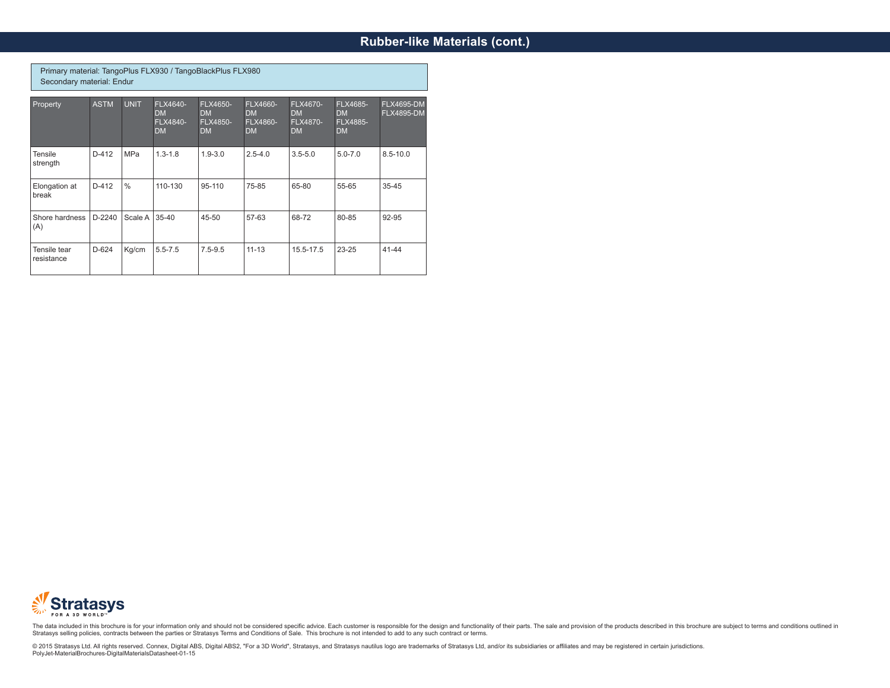## Rubber-like Materials (cont.)

Primary material: TangoPlus FLX930 / TangoBlackPlus FLX980
Secondary material: Endur

| Property | ASTM | UNIT | FLX4640-DM FLX4840-DM | FLX4650-DM FLX4850-DM | FLX4660-DM FLX4860-DM | FLX4670-DM FLX4870-DM | FLX4685-DM FLX4885-DM | FLX4695-DM FLX4895-DM |
|---|---|---|---|---|---|---|---|---|
| Tensile strength | D-412 | MPa | 1.3-1.8 | 1.9-3.0 | 2.5-4.0 | 3.5-5.0 | 5.0-7.0 | 8.5-10.0 |
| Elongation at break | D-412 | % | 110-130 | 95-110 | 75-85 | 65-80 | 55-65 | 35-45 |
| Shore hardness (A) | D-2240 | Scale A | 35-40 | 45-50 | 57-63 | 68-72 | 80-85 | 92-95 |
| Tensile tear resistance | D-624 | Kg/cm | 5.5-7.5 | 7.5-9.5 | 11-13 | 15.5-17.5 | 23-25 | 41-44 |

Stratasys
FOR A 3D WORLD™

The data included in this brochure is for your information only and should not be considered specific advice. Each customer is responsible for the design and functionality of their parts. The sale and provision of the products described in this brochure are subject to terms and conditions outlined in Stratasys selling policies, contracts between the parties or Stratasys Terms and Conditions of Sale. This brochure is not intended to add to any such contract or terms.

© 2015 Stratasys Ltd. All rights reserved. Connex, Digital ABS, Digital ABS2, "For a 3D World", Stratasys, and Stratasys nautilus logo are trademarks of Stratasys Ltd, and/or its subsidiaries or affiliates and may be registered in certain jurisdictions.
PolyJet-MaterialBrochures-DigitalMaterialsDatasheet-01-15